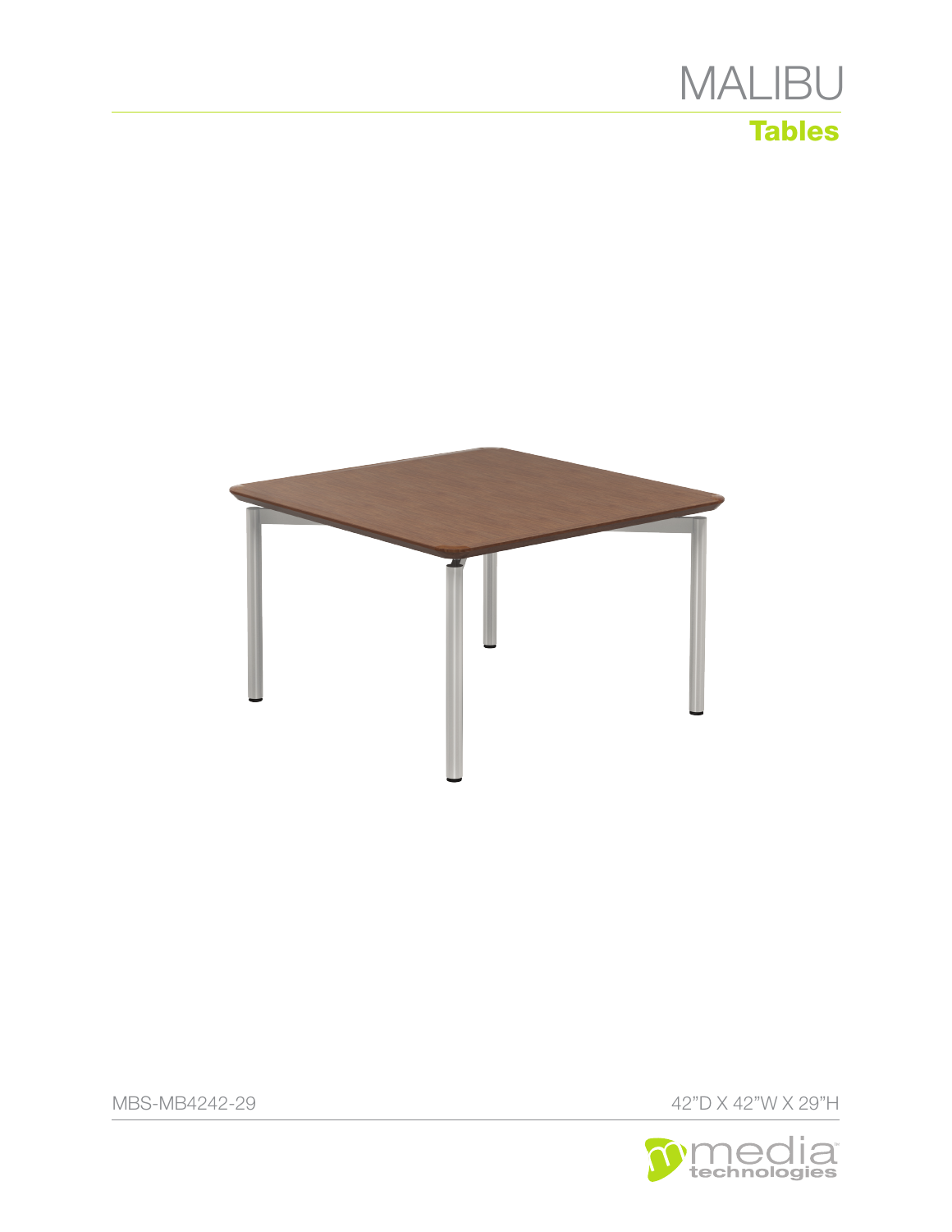# MALIBU

## Tables

MBS-MB4242-29

42"D X 42"W X 29"H

media technologies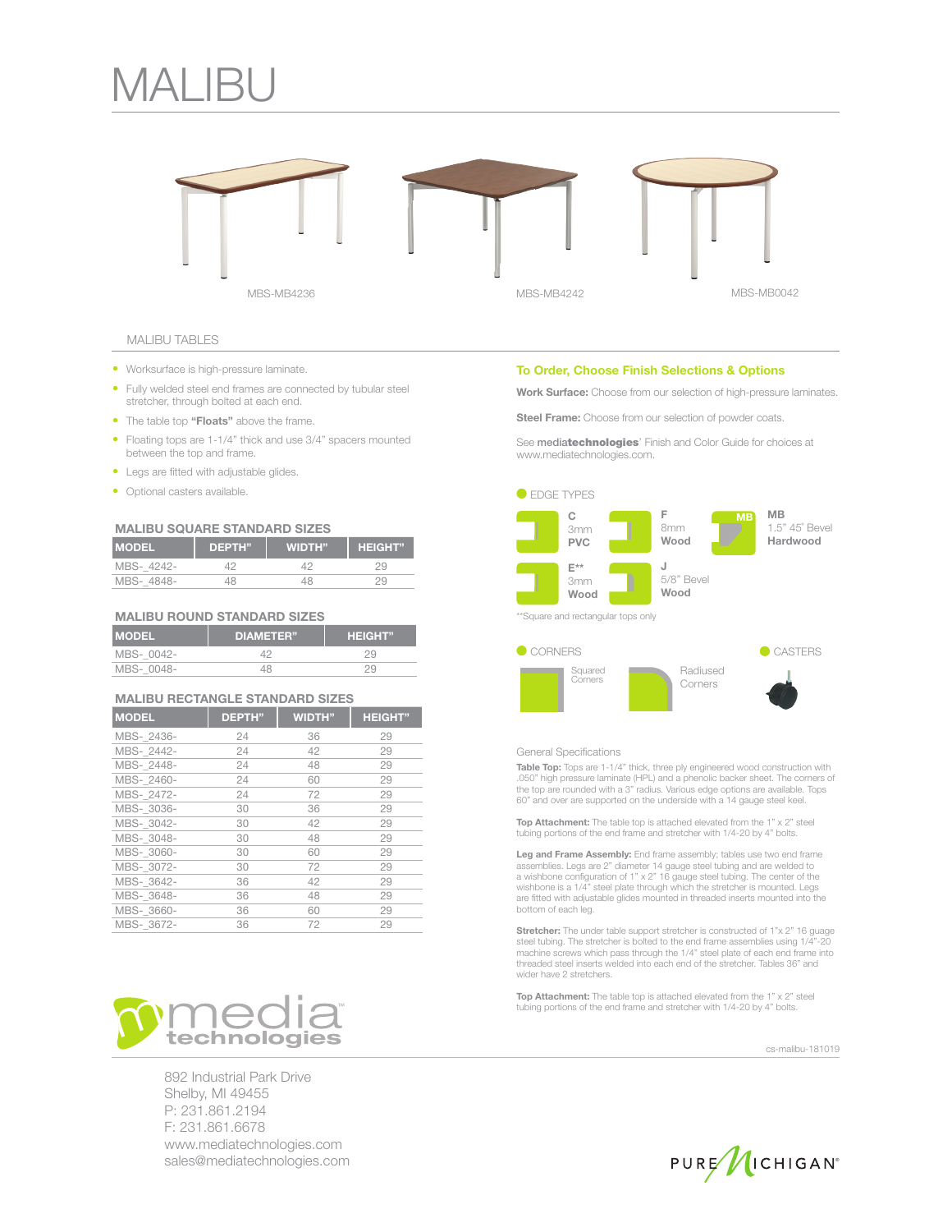# MALIBU

MBS-MB4236

MBS-MB4242

MBS-MB0042

MALIBU TABLES

- Worksurface is high-pressure laminate.
- Fully welded steel end frames are connected by tubular steel stretcher, through bolted at each end.
- The table top **"Floats"** above the frame.
- Floating tops are 1-1/4" thick and use 3/4" spacers mounted between the top and frame.
- Legs are fitted with adjustable glides.
- Optional casters available.

### MALIBU SQUARE STANDARD SIZES

| MODEL | DEPTH" | WIDTH" | HEIGHT" |
|---|---|---|---|
| MBS-_4242- | 42 | 42 | 29 |
| MBS-_4848- | 48 | 48 | 29 |

### MALIBU ROUND STANDARD SIZES

| MODEL | DIAMETER" | HEIGHT" |
|---|---|---|
| MBS-_0042- | 42 | 29 |
| MBS-_0048- | 48 | 29 |

### MALIBU RECTANGLE STANDARD SIZES

| MODEL | DEPTH" | WIDTH" | HEIGHT" |
|---|---|---|---|
| MBS-_2436- | 24 | 36 | 29 |
| MBS-_2442- | 24 | 42 | 29 |
| MBS-_2448- | 24 | 48 | 29 |
| MBS-_2460- | 24 | 60 | 29 |
| MBS-_2472- | 24 | 72 | 29 |
| MBS-_3036- | 30 | 36 | 29 |
| MBS-_3042- | 30 | 42 | 29 |
| MBS-_3048- | 30 | 48 | 29 |
| MBS-_3060- | 30 | 60 | 29 |
| MBS-_3072- | 30 | 72 | 29 |
| MBS-_3642- | 36 | 42 | 29 |
| MBS-_3648- | 36 | 48 | 29 |
| MBS-_3660- | 36 | 60 | 29 |
| MBS-_3672- | 36 | 72 | 29 |

### To Order, Choose Finish Selections & Options

**Work Surface:** Choose from our selection of high-pressure laminates.

**Steel Frame:** Choose from our selection of powder coats.

See **mediatechnologies**' Finish and Color Guide for choices at www.mediatechnologies.com.

EDGE TYPES

**C** 3mm **PVC**

**F** 8mm **Wood**

**MB** 1.5" 45° Bevel **Hardwood**

**E**** 3mm **Wood**

**J** 5/8" Bevel **Wood**

**Square and rectangular tops only

CORNERS

Squared Corners

Radiused Corners

CASTERS

General Specifications

**Table Top:** Tops are 1-1/4" thick, three ply engineered wood construction with .050" high pressure laminate (HPL) and a phenolic backer sheet. The corners of the top are rounded with a 3" radius. Various edge options are available. Tops 60" and over are supported on the underside with a 14 gauge steel keel.

**Top Attachment:** The table top is attached elevated from the 1" x 2" steel tubing portions of the end frame and stretcher with 1/4-20 by 4" bolts.

**Leg and Frame Assembly:** End frame assembly; tables use two end frame assemblies. Legs are 2" diameter 14 gauge steel tubing and are welded to a wishbone configuration of 1" x 2" 16 gauge steel tubing. The center of the wishbone is a 1/4" steel plate through which the stretcher is mounted. Legs are fitted with adjustable glides mounted in threaded inserts mounted into the bottom of each leg.

**Stretcher:** The under table support stretcher is constructed of 1"x 2" 16 guage steel tubing. The stretcher is bolted to the end frame assemblies using 1/4"-20 machine screws which pass through the 1/4" steel plate of each end frame into threaded steel inserts welded into each end of the stretcher. Tables 36" and wider have 2 stretchers.

**Top Attachment:** The table top is attached elevated from the 1" x 2" steel tubing portions of the end frame and stretcher with 1/4-20 by 4" bolts.

cs-malibu-181019

media technologies

892 Industrial Park Drive
Shelby, MI 49455
P: 231.861.2194
F: 231.861.6678
www.mediatechnologies.com
sales@mediatechnologies.com

PURE MICHIGAN